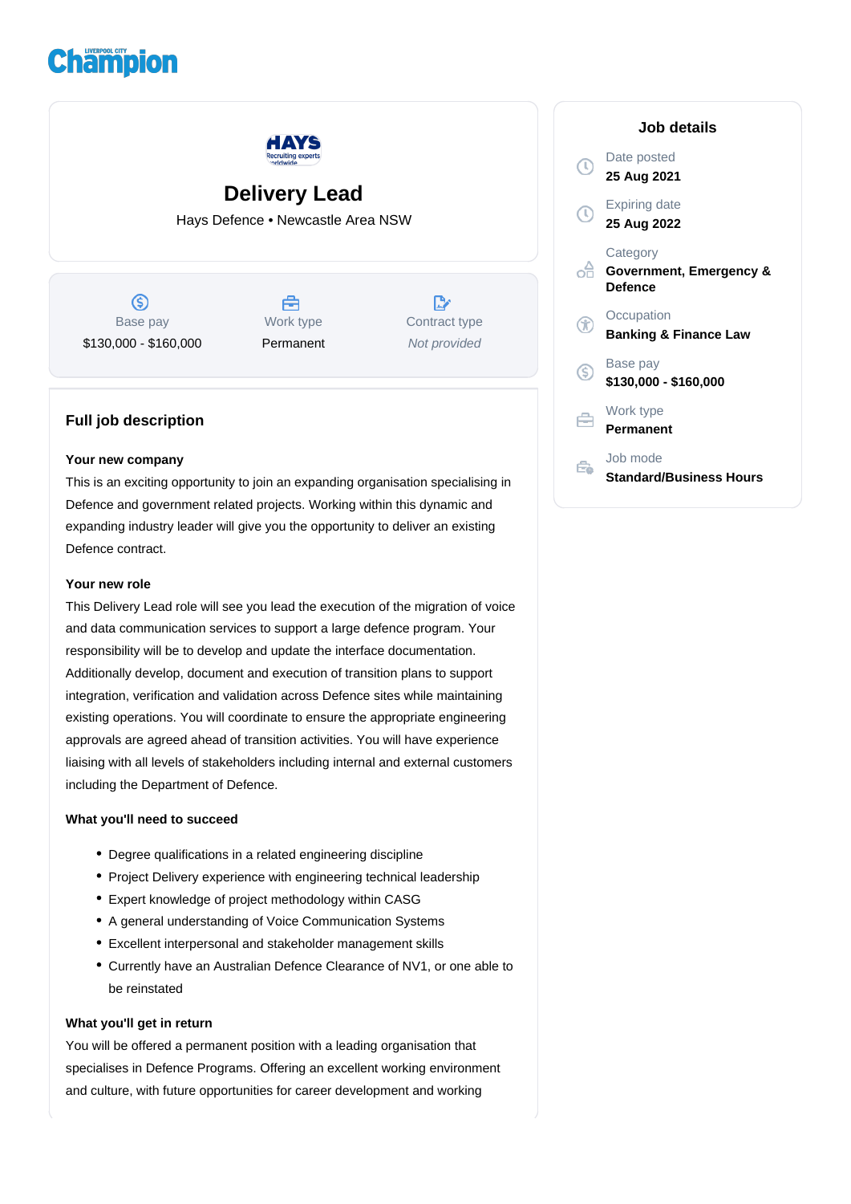# Delivery Lead

Hays Defence • Newcastle Area NSW

| Base pay | Work type | Contract type |
| --- | --- | --- |
| $130,000 - $160,000 | Permanent | *Not provided* |

## Full job description

**Your new company**

This is an exciting opportunity to join an expanding organisation specialising in Defence and government related projects. Working within this dynamic and expanding industry leader will give you the opportunity to deliver an existing Defence contract.

**Your new role**

This Delivery Lead role will see you lead the execution of the migration of voice and data communication services to support a large defence program. Your responsibility will be to develop and update the interface documentation. Additionally develop, document and execution of transition plans to support integration, verification and validation across Defence sites while maintaining existing operations. You will coordinate to ensure the appropriate engineering approvals are agreed ahead of transition activities. You will have experience liaising with all levels of stakeholders including internal and external customers including the Department of Defence.

**What you'll need to succeed**

- Degree qualifications in a related engineering discipline
- Project Delivery experience with engineering technical leadership
- Expert knowledge of project methodology within CASG
- A general understanding of Voice Communication Systems
- Excellent interpersonal and stakeholder management skills
- Currently have an Australian Defence Clearance of NV1, or one able to be reinstated

**What you'll get in return**

You will be offered a permanent position with a leading organisation that specialises in Defence Programs. Offering an excellent working environment and culture, with future opportunities for career development and working

## Job details

Date posted
**25 Aug 2021**

Expiring date
**25 Aug 2022**

Category
**Government, Emergency & Defence**

Occupation
**Banking & Finance Law**

Base pay
**$130,000 - $160,000**

Work type
**Permanent**

Job mode
**Standard/Business Hours**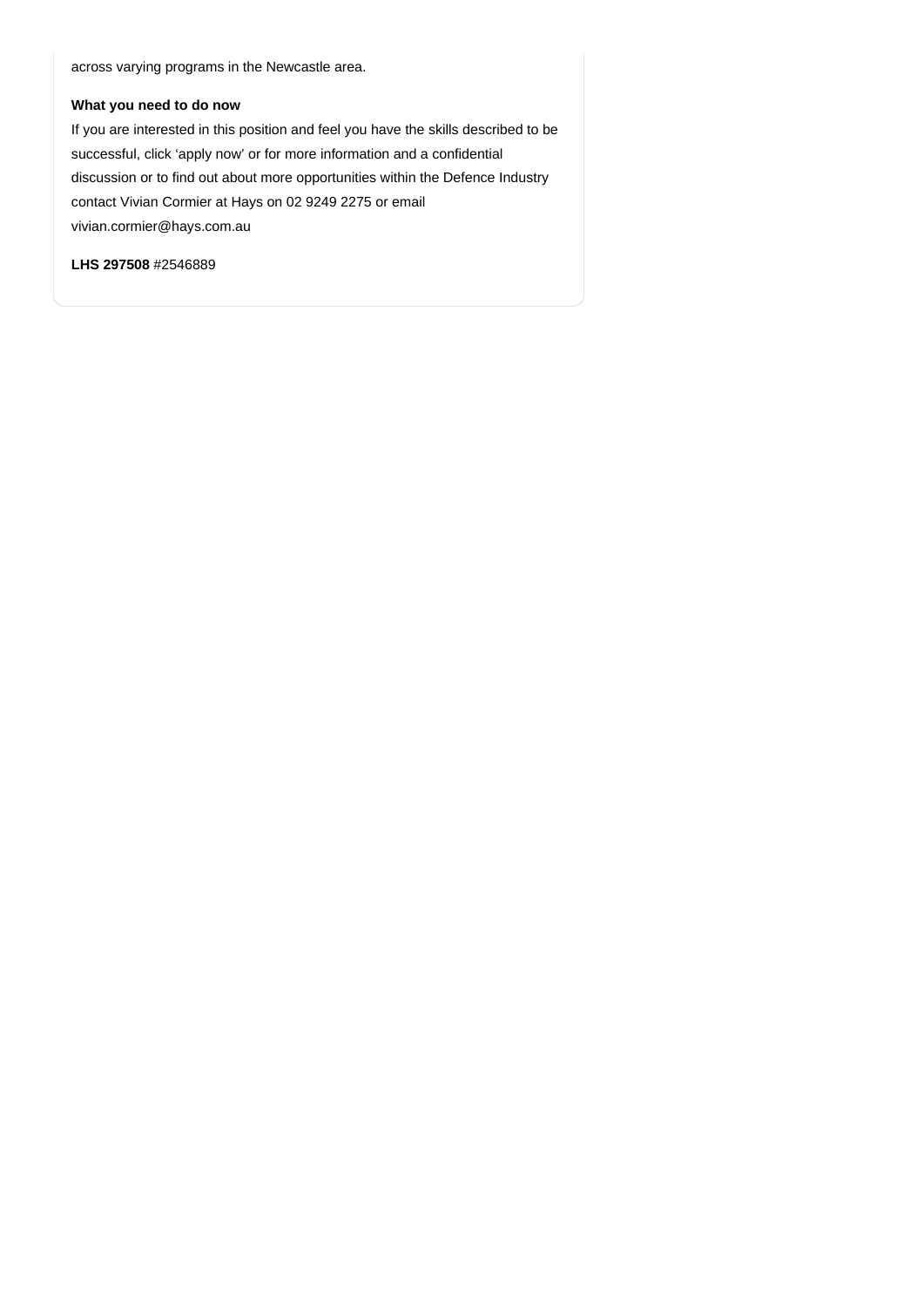across varying programs in the Newcastle area.

**What you need to do now**

If you are interested in this position and feel you have the skills described to be successful, click ‘apply now’ or for more information and a confidential discussion or to find out about more opportunities within the Defence Industry contact Vivian Cormier at Hays on 02 9249 2275 or email vivian.cormier@hays.com.au

**LHS 297508** #2546889